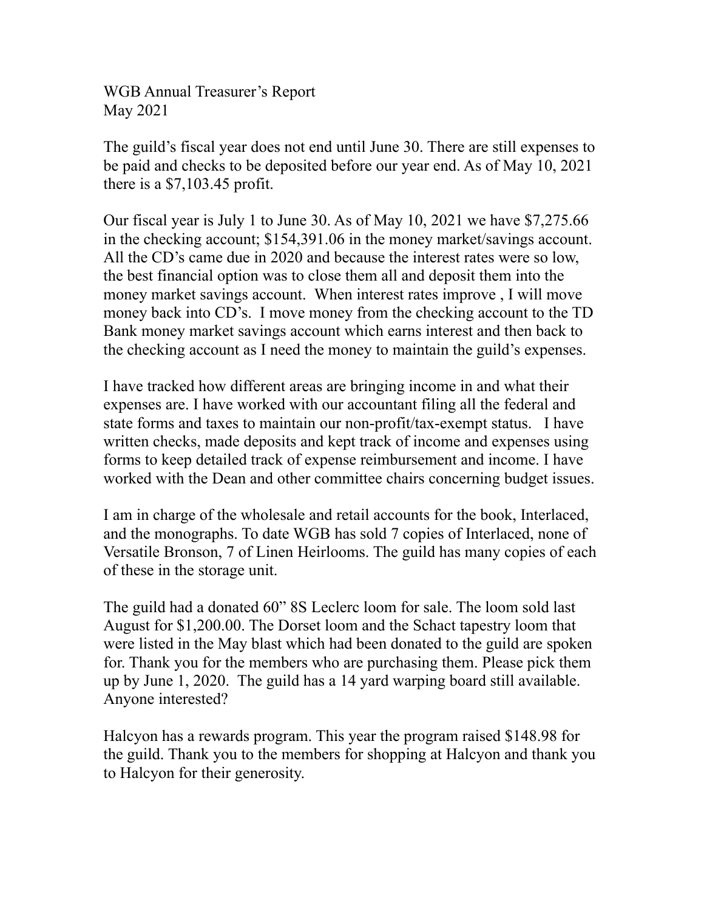WGB Annual Treasurer's Report
May 2021

The guild's fiscal year does not end until June 30. There are still expenses to be paid and checks to be deposited before our year end. As of May 10, 2021 there is a $7,103.45 profit.

Our fiscal year is July 1 to June 30. As of May 10, 2021 we have $7,275.66 in the checking account; $154,391.06 in the money market/savings account. All the CD's came due in 2020 and because the interest rates were so low, the best financial option was to close them all and deposit them into the money market savings account. When interest rates improve , I will move money back into CD's. I move money from the checking account to the TD Bank money market savings account which earns interest and then back to the checking account as I need the money to maintain the guild's expenses.

I have tracked how different areas are bringing income in and what their expenses are. I have worked with our accountant filing all the federal and state forms and taxes to maintain our non-profit/tax-exempt status. I have written checks, made deposits and kept track of income and expenses using forms to keep detailed track of expense reimbursement and income. I have worked with the Dean and other committee chairs concerning budget issues.

I am in charge of the wholesale and retail accounts for the book, Interlaced, and the monographs. To date WGB has sold 7 copies of Interlaced, none of Versatile Bronson, 7 of Linen Heirlooms. The guild has many copies of each of these in the storage unit.

The guild had a donated 60" 8S Leclerc loom for sale. The loom sold last August for $1,200.00. The Dorset loom and the Schact tapestry loom that were listed in the May blast which had been donated to the guild are spoken for. Thank you for the members who are purchasing them. Please pick them up by June 1, 2020. The guild has a 14 yard warping board still available. Anyone interested?

Halcyon has a rewards program. This year the program raised $148.98 for the guild. Thank you to the members for shopping at Halcyon and thank you to Halcyon for their generosity.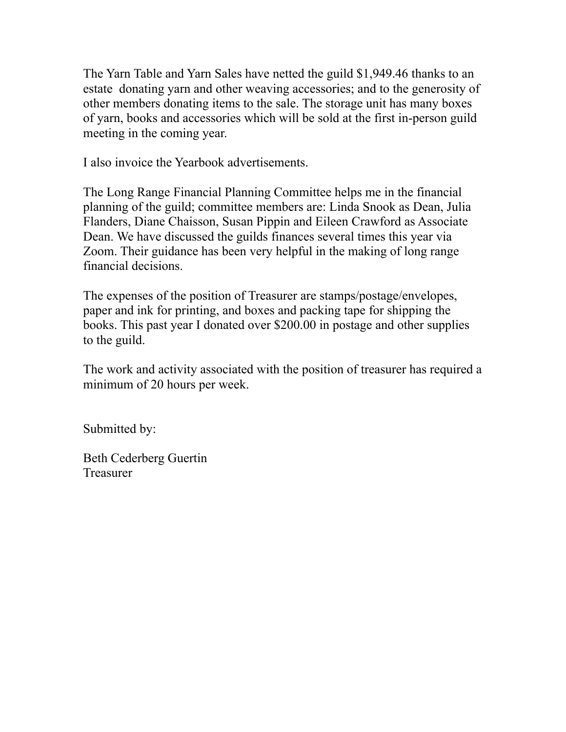The Yarn Table and Yarn Sales have netted the guild $1,949.46 thanks to an estate donating yarn and other weaving accessories; and to the generosity of other members donating items to the sale. The storage unit has many boxes of yarn, books and accessories which will be sold at the first in-person guild meeting in the coming year.

I also invoice the Yearbook advertisements.

The Long Range Financial Planning Committee helps me in the financial planning of the guild; committee members are: Linda Snook as Dean, Julia Flanders, Diane Chaisson, Susan Pippin and Eileen Crawford as Associate Dean. We have discussed the guilds finances several times this year via Zoom. Their guidance has been very helpful in the making of long range financial decisions.

The expenses of the position of Treasurer are stamps/postage/envelopes, paper and ink for printing, and boxes and packing tape for shipping the books. This past year I donated over $200.00 in postage and other supplies to the guild.

The work and activity associated with the position of treasurer has required a minimum of 20 hours per week.

Submitted by:

Beth Cederberg Guertin
Treasurer